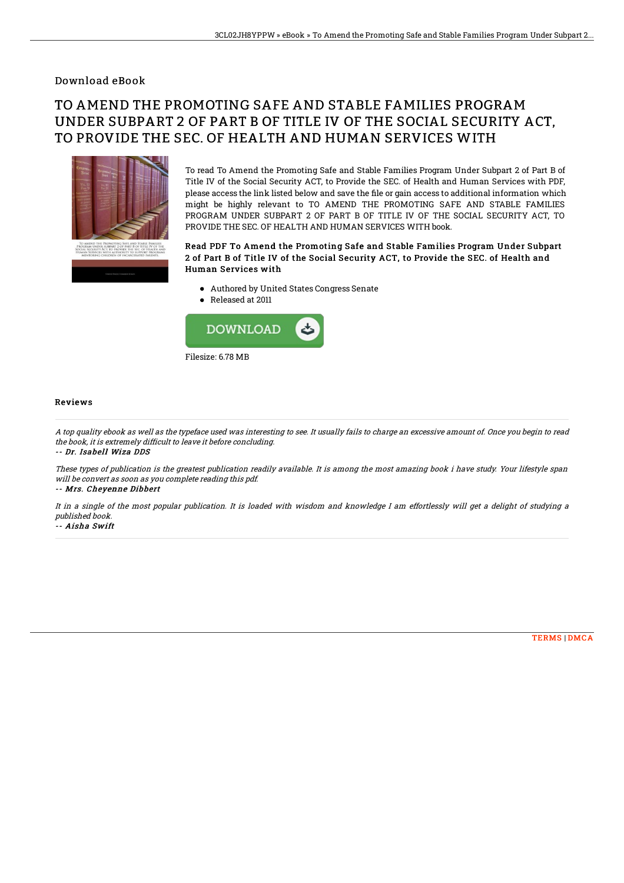Download eBook

# TO AMEND THE PROMOTING SAFE AND STABLE FAMILIES PROGRAM UNDER SUBPART 2 OF PART B OF TITLE IV OF THE SOCIAL SECURITY ACT, TO PROVIDE THE SEC. OF HEALTH AND HUMAN SERVICES WITH

To read To Amend the Promoting Safe and Stable Families Program Under Subpart 2 of Part B of Title IV of the Social Security ACT, to Provide the SEC. of Health and Human Services with PDF, please access the link listed below and save the file or gain access to additional information which might be highly relevant to TO AMEND THE PROMOTING SAFE AND STABLE FAMILIES PROGRAM UNDER SUBPART 2 OF PART B OF TITLE IV OF THE SOCIAL SECURITY ACT, TO PROVIDE THE SEC. OF HEALTH AND HUMAN SERVICES WITH book.

### Read PDF To Amend the Promoting Safe and Stable Families Program Under Subpart 2 of Part B of Title IV of the Social Security ACT, to Provide the SEC. of Health and Human Services with

- Authored by United States Congress Senate
- Released at 2011

Filesize: 6.78 MB

## Reviews

*A top quality ebook as well as the typeface used was interesting to see. It usually fails to charge an excessive amount of. Once you begin to read the book, it is extremely difficult to leave it before concluding.*

*-- Dr. Isabell Wiza DDS*

*These types of publication is the greatest publication readily available. It is among the most amazing book i have study. Your lifestyle span will be convert as soon as you complete reading this pdf.*

*-- Mrs. Cheyenne Dibbert*

*It in a single of the most popular publication. It is loaded with wisdom and knowledge I am effortlessly will get a delight of studying a published book.*

*-- Aisha Swift*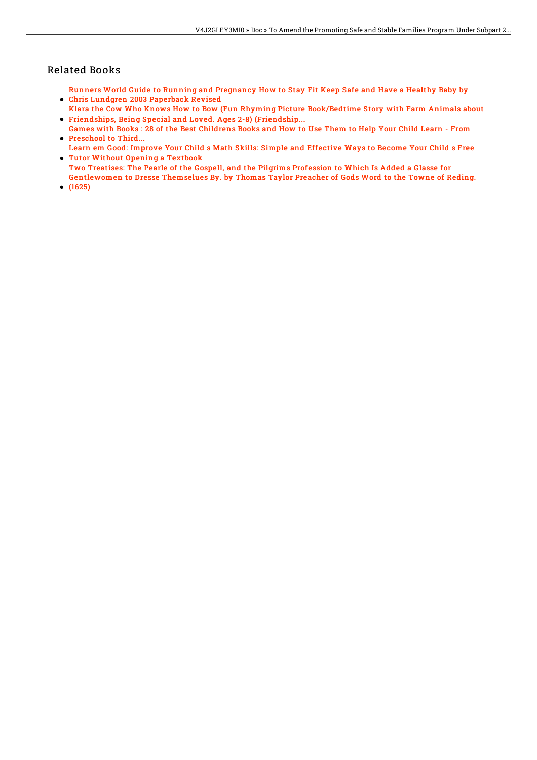## Related Books

- Runners World Guide to Running and Pregnancy How to Stay Fit Keep Safe and Have a Healthy Baby by Chris Lundgren 2003 Paperback Revised
- Klara the Cow Who Knows How to Bow (Fun Rhyming Picture Book/Bedtime Story with Farm Animals about Friendships, Being Special and Loved. Ages 2-8) (Friendship...
- Games with Books : 28 of the Best Childrens Books and How to Use Them to Help Your Child Learn - From Preschool to Third...
- Learn em Good: Improve Your Child s Math Skills: Simple and Effective Ways to Become Your Child s Free Tutor Without Opening a Textbook
- Two Treatises: The Pearle of the Gospell, and the Pilgrims Profession to Which Is Added a Glasse for Gentlewomen to Dresse Themselues By. by Thomas Taylor Preacher of Gods Word to the Towne of Reding. (1625)